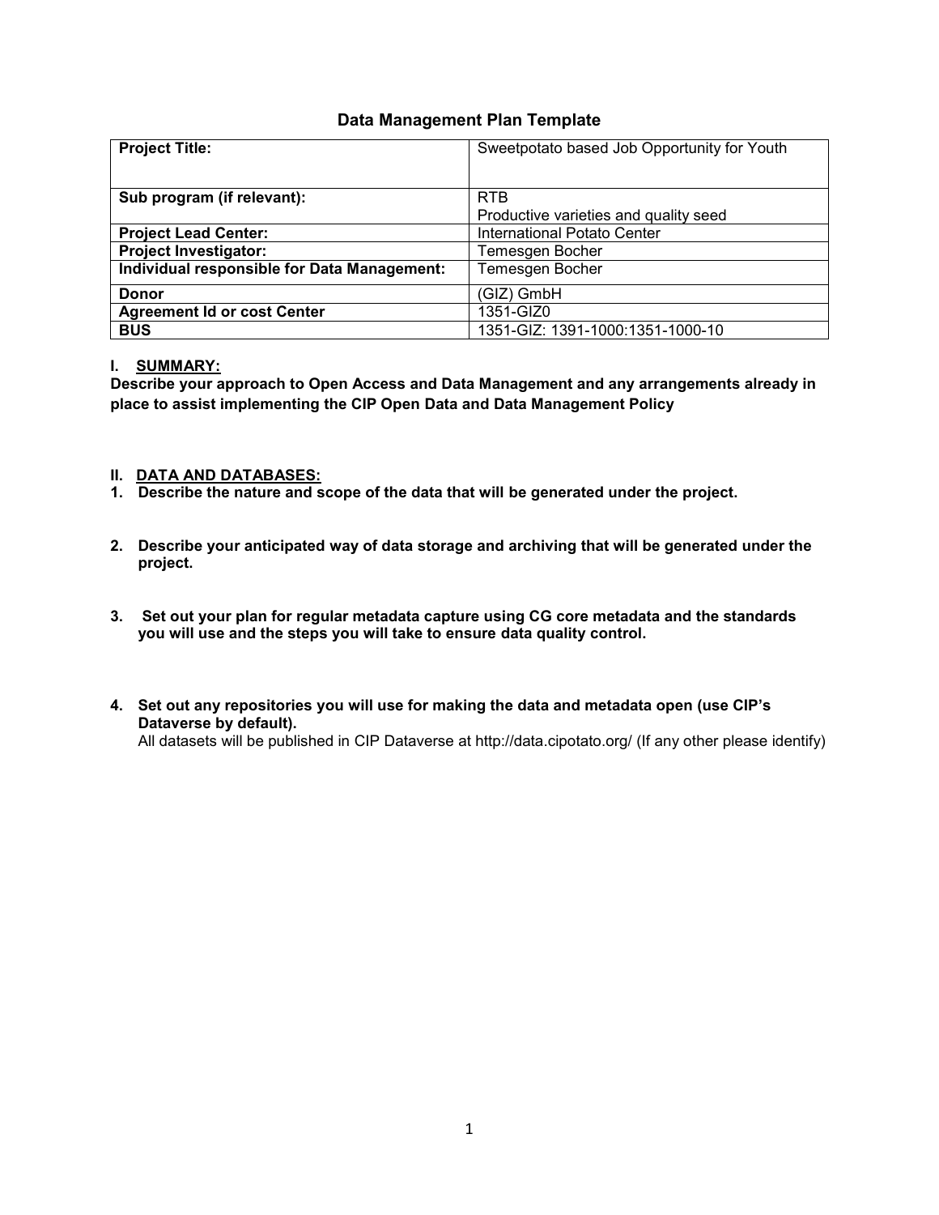# Data Management Plan Template

| **Project Title:** | Sweetpotato based Job Opportunity for Youth |
|---|---|
| **Sub program (if relevant):** | RTB<br>Productive varieties and quality seed |
| **Project Lead Center:** | International Potato Center |
| **Project Investigator:** | Temesgen Bocher |
| **Individual responsible for Data Management:** | Temesgen Bocher |
| **Donor** | (GIZ) GmbH |
| **Agreement Id or cost Center** | 1351-GIZ0 |
| **BUS** | 1351-GIZ: 1391-1000:1351-1000-10 |

## I. SUMMARY:

**Describe your approach to Open Access and Data Management and any arrangements already in place to assist implementing the CIP Open Data and Data Management Policy**

## II. DATA AND DATABASES:

1. **Describe the nature and scope of the data that will be generated under the project.**

2. **Describe your anticipated way of data storage and archiving that will be generated under the project.**

3. **Set out your plan for regular metadata capture using CG core metadata and the standards you will use and the steps you will take to ensure data quality control.**

4. **Set out any repositories you will use for making the data and metadata open (use CIP's Dataverse by default).**
   All datasets will be published in CIP Dataverse at http://data.cipotato.org/ (If any other please identify)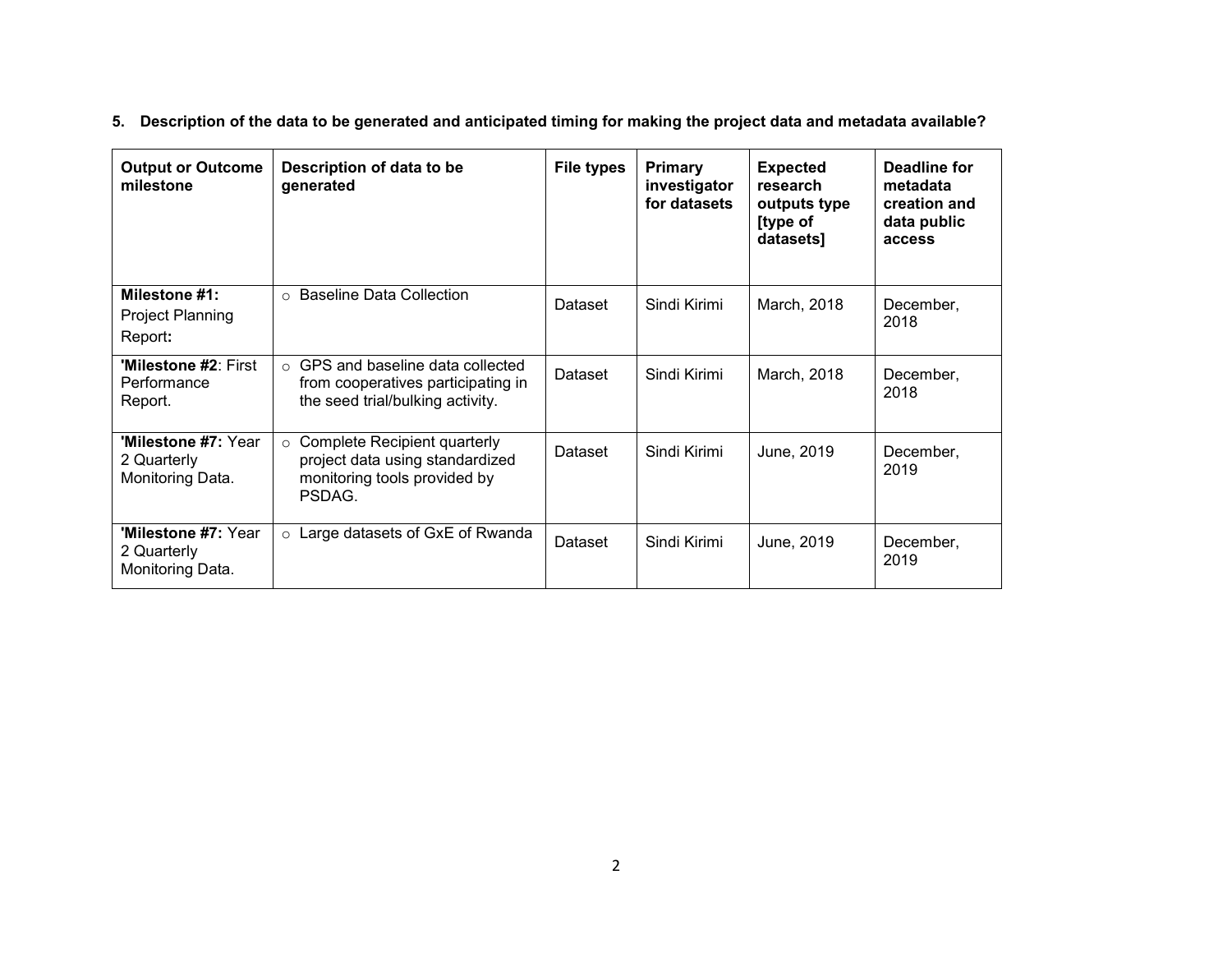**5. Description of the data to be generated and anticipated timing for making the project data and metadata available?**

| Output or Outcome milestone | Description of data to be generated | File types | Primary investigator for datasets | Expected research outputs type [type of datasets] | Deadline for metadata creation and data public access |
|---|---|---|---|---|---|
| **Milestone #1:** Project Planning Report**:** | ○ Baseline Data Collection | Dataset | Sindi Kirimi | March, 2018 | December, 2018 |
| **'Milestone #2**: First Performance Report. | ○ GPS and baseline data collected from cooperatives participating in the seed trial/bulking activity. | Dataset | Sindi Kirimi | March, 2018 | December, 2018 |
| **'Milestone #7:** Year 2 Quarterly Monitoring Data. | ○ Complete Recipient quarterly project data using standardized monitoring tools provided by PSDAG. | Dataset | Sindi Kirimi | June, 2019 | December, 2019 |
| **'Milestone #7:** Year 2 Quarterly Monitoring Data. | ○ Large datasets of GxE of Rwanda | Dataset | Sindi Kirimi | June, 2019 | December, 2019 |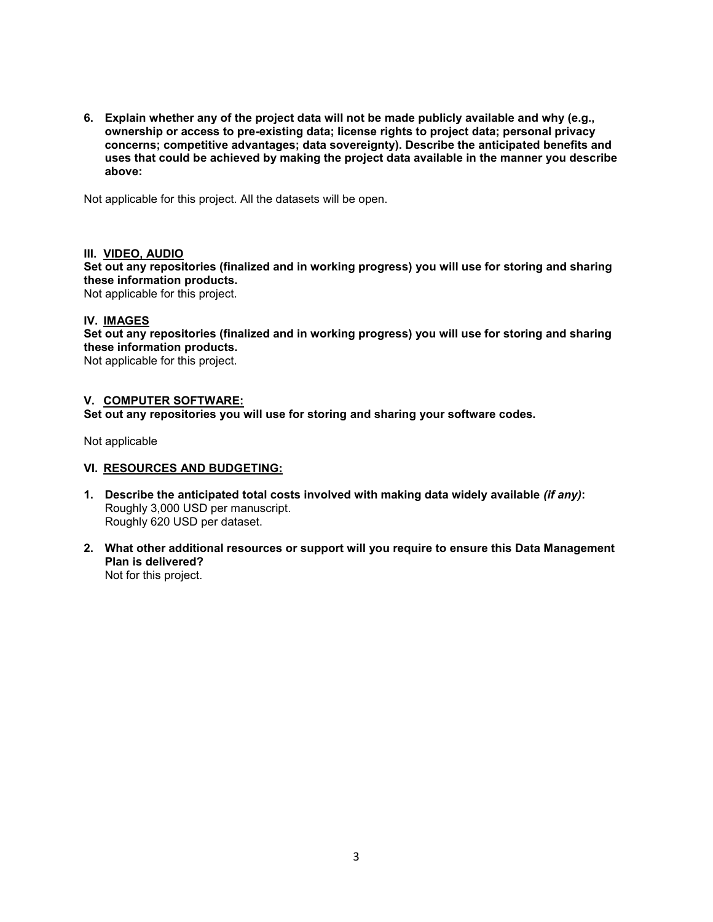**6. Explain whether any of the project data will not be made publicly available and why (e.g., ownership or access to pre-existing data; license rights to project data; personal privacy concerns; competitive advantages; data sovereignty). Describe the anticipated benefits and uses that could be achieved by making the project data available in the manner you describe above:**

Not applicable for this project. All the datasets will be open.

## III. <u>VIDEO, AUDIO</u>

**Set out any repositories (finalized and in working progress) you will use for storing and sharing these information products.**

Not applicable for this project.

## IV. <u>IMAGES</u>

**Set out any repositories (finalized and in working progress) you will use for storing and sharing these information products.**

Not applicable for this project.

## V. <u>COMPUTER SOFTWARE:</u>

**Set out any repositories you will use for storing and sharing your software codes.**

Not applicable

## VI. <u>RESOURCES AND BUDGETING:</u>

**1. Describe the anticipated total costs involved with making data widely available *(if any)*:**
Roughly 3,000 USD per manuscript.
Roughly 620 USD per dataset.

**2. What other additional resources or support will you require to ensure this Data Management Plan is delivered?**
Not for this project.